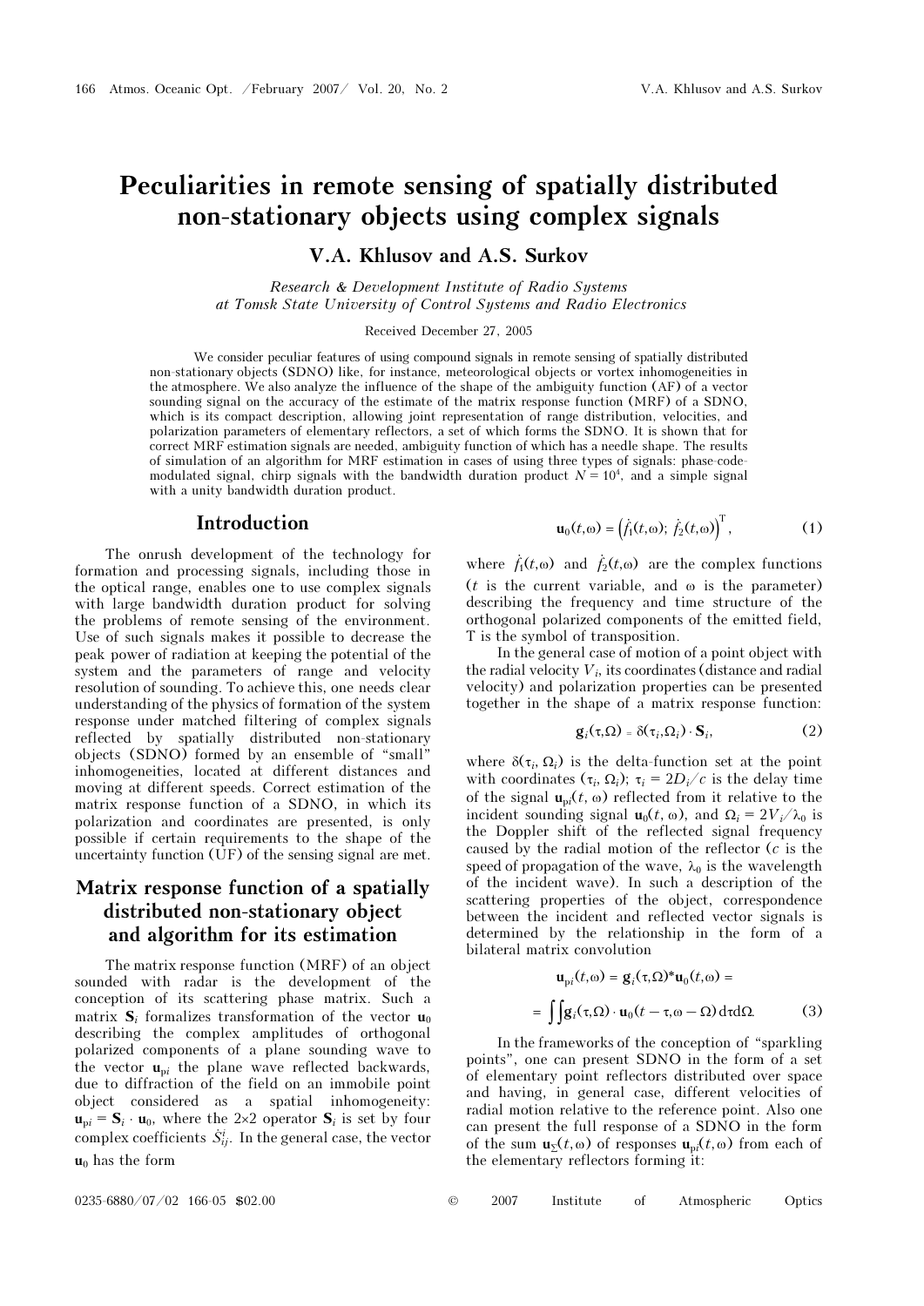# Peculiarities in remote sensing of spatially distributed non-stationary objects using complex signals

**V.A. Khlusov and A.S. Surkov**

*Research & Development Institute of Radio Systems at Tomsk State University of Control Systems and Radio Electronics*

Received December 27, 2005

We consider peculiar features of using compound signals in remote sensing of spatially distributed non-stationary objects (SDNO) like, for instance, meteorological objects or vortex inhomogeneities in the atmosphere. We also analyze the influence of the shape of the ambiguity function (AF) of a vector sounding signal on the accuracy of the estimate of the matrix response function (MRF) of a SDNO, which is its compact description, allowing joint representation of range distribution, velocities, and polarization parameters of elementary reflectors, a set of which forms the SDNO. It is shown that for correct MRF estimation signals are needed, ambiguity function of which has a needle shape. The results of simulation of an algorithm for MRF estimation in cases of using three types of signals: phase-code-modulated signal, chirp signals with the bandwidth duration product $N = 10^4$, and a simple signal with a unity bandwidth duration product.

## Introduction

The onrush development of the technology for formation and processing signals, including those in the optical range, enables one to use complex signals with large bandwidth duration product for solving the problems of remote sensing of the environment. Use of such signals makes it possible to decrease the peak power of radiation at keeping the potential of the system and the parameters of range and velocity resolution of sounding. To achieve this, one needs clear understanding of the physics of formation of the system response under matched filtering of complex signals reflected by spatially distributed non-stationary objects (SDNO) formed by an ensemble of "small" inhomogeneities, located at different distances and moving at different speeds. Correct estimation of the matrix response function of a SDNO, in which its polarization and coordinates are presented, is only possible if certain requirements to the shape of the uncertainty function (UF) of the sensing signal are met.

## Matrix response function of a spatially distributed non-stationary object and algorithm for its estimation

The matrix response function (MRF) of an object sounded with radar is the development of the conception of its scattering phase matrix. Such a matrix $\mathbf{S}_i$ formalizes transformation of the vector $\mathbf{u}_0$ describing the complex amplitudes of orthogonal polarized components of a plane sounding wave to the vector $\mathbf{u}_{pi}$ the plane wave reflected backwards, due to diffraction of the field on an immobile point object considered as a spatial inhomogeneity: $\mathbf{u}_{pi} = \mathbf{S}_i \cdot \mathbf{u}_0$, where the 2×2 operator $\mathbf{S}_i$ is set by four complex coefficients $\dot{S}^i_{ij}$. In the general case, the vector $\mathbf{u}_0$ has the form

$$\mathbf{u}_0(t,\omega) = \left(\dot{f}_1(t,\omega);\ \dot{f}_2(t,\omega)\right)^{\mathrm{T}}, \tag{1}$$

where $\dot{f}_1(t,\omega)$ and $\dot{f}_2(t,\omega)$ are the complex functions ($t$ is the current variable, and $\omega$ is the parameter) describing the frequency and time structure of the orthogonal polarized components of the emitted field, T is the symbol of transposition.

In the general case of motion of a point object with the radial velocity $V_i$, its coordinates (distance and radial velocity) and polarization properties can be presented together in the shape of a matrix response function:

$$\mathbf{g}_i(\tau,\Omega) = \delta(\tau_i,\Omega_i)\cdot \mathbf{S}_i, \tag{2}$$

where $\delta(\tau_i, \Omega_i)$ is the delta-function set at the point with coordinates $(\tau_i, \Omega_i)$; $\tau_i = 2D_i/c$ is the delay time of the signal $\mathbf{u}_{pi}(t, \omega)$ reflected from it relative to the incident sounding signal $\mathbf{u}_0(t, \omega)$, and $\Omega_i = 2V_i/\lambda_0$ is the Doppler shift of the reflected signal frequency caused by the radial motion of the reflector ($c$ is the speed of propagation of the wave, $\lambda_0$ is the wavelength of the incident wave). In such a description of the scattering properties of the object, correspondence between the incident and reflected vector signals is determined by the relationship in the form of a bilateral matrix convolution

$$\mathbf{u}_{pi}(t,\omega) = \mathbf{g}_i(\tau,\Omega) * \mathbf{u}_0(t,\omega) =$$

$$= \int\int \mathbf{g}_i(\tau,\Omega)\cdot \mathbf{u}_0(t-\tau,\omega-\Omega)\,\mathrm{d}\tau\mathrm{d}\Omega. \tag{3}$$

In the frameworks of the conception of "sparkling points", one can present SDNO in the form of a set of elementary point reflectors distributed over space and having, in general case, different velocities of radial motion relative to the reference point. Also one can present the full response of a SDNO in the form of the sum $\mathbf{u}_\Sigma(t,\omega)$ of responses $\mathbf{u}_{pi}(t,\omega)$ from each of the elementary reflectors forming it: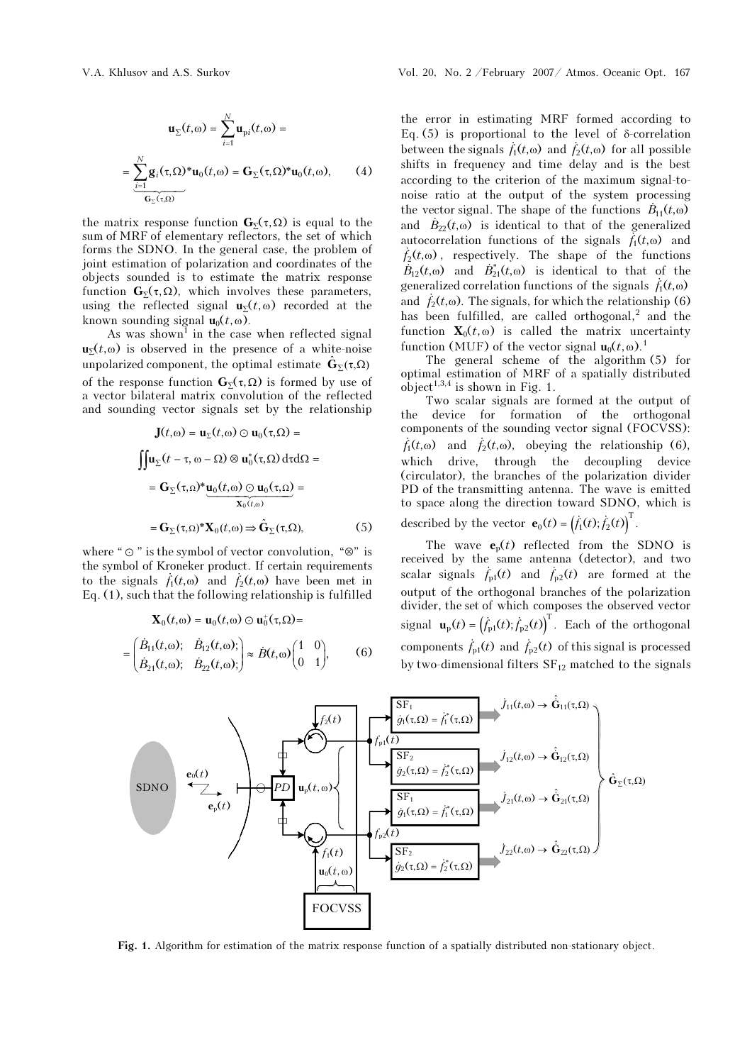$$\mathbf{u}_{\Sigma}(t,\omega) = \sum_{i=1}^{N} \mathbf{u}_{\mathrm{p}i}(t,\omega) =$$

$$= \underbrace{\sum_{i=1}^{N} \mathbf{g}_i(\tau,\Omega)}_{\mathbf{G}_{\Sigma}(\tau,\Omega)} * \mathbf{u}_0(t,\omega) = \mathbf{G}_{\Sigma}(\tau,\Omega) * \mathbf{u}_0(t,\omega), \qquad (4)$$

the matrix response function $\mathbf{G}_{\Sigma}(\tau,\Omega)$ is equal to the sum of MRF of elementary reflectors, the set of which forms the SDNO. In the general case, the problem of joint estimation of polarization and coordinates of the objects sounded is to estimate the matrix response function $\mathbf{G}_{\Sigma}(\tau,\Omega)$, which involves these parameters, using the reflected signal $\mathbf{u}_{\Sigma}(t,\omega)$ recorded at the known sounding signal $\mathbf{u}_0(t,\omega)$.

As was shown[1] in the case when reflected signal $\mathbf{u}_{\Sigma}(t,\omega)$ is observed in the presence of a white-noise unpolarized component, the optimal estimate $\hat{\mathbf{G}}_{\Sigma}(\tau,\Omega)$ of the response function $\mathbf{G}_{\Sigma}(\tau,\Omega)$ is formed by use of a vector bilateral matrix convolution of the reflected and sounding vector signals set by the relationship

$$\mathbf{J}(t,\omega) = \mathbf{u}_{\Sigma}(t,\omega) \odot \mathbf{u}_0(\tau,\Omega) =$$

$$\iint \mathbf{u}_{\Sigma}(t-\tau,\omega-\Omega) \otimes \mathbf{u}_0^*(\tau,\Omega)\,\mathrm{d}\tau\mathrm{d}\Omega =$$

$$= \mathbf{G}_{\Sigma}(\tau,\Omega) * \underbrace{\mathbf{u}_0(t,\omega) \odot \mathbf{u}_0(\tau,\Omega)}_{\mathbf{X}_0(t,\omega)} =$$

$$= \mathbf{G}_{\Sigma}(\tau,\Omega) * \mathbf{X}_0(t,\omega) \Rightarrow \hat{\mathbf{G}}_{\Sigma}(\tau,\Omega), \qquad (5)$$

where "$\odot$" is the symbol of vector convolution, "$\otimes$" is the symbol of Kroneker product. If certain requirements to the signals $\dot{f}_1(t,\omega)$ and $\dot{f}_2(t,\omega)$ have been met in Eq. (1), such that the following relationship is fulfilled

$$\mathbf{X}_0(t,\omega) = \mathbf{u}_0(t,\omega) \odot \mathbf{u}_0^{+}(\tau,\Omega) =$$

$$= \begin{pmatrix} \dot{B}_{11}(t,\omega); & \dot{B}_{12}(t,\omega); \\ \dot{B}_{21}(t,\omega); & \dot{B}_{22}(t,\omega); \end{pmatrix} \approx \dot{B}(t,\omega)\begin{pmatrix} 1 & 0 \\ 0 & 1 \end{pmatrix}, \qquad (6)$$

the error in estimating MRF formed according to Eq. (5) is proportional to the level of δ-correlation between the signals $\dot{f}_1(t,\omega)$ and $\dot{f}_2(t,\omega)$ for all possible shifts in frequency and time delay and is the best according to the criterion of the maximum signal-to-noise ratio at the output of the system processing the vector signal. The shape of the functions $\dot{B}_{11}(t,\omega)$ and $\dot{B}_{22}(t,\omega)$ is identical to that of the generalized autocorrelation functions of the signals $\dot{f}_1(t,\omega)$ and $\dot{f}_2(t,\omega)$, respectively. The shape of the functions $\dot{B}_{12}(t,\omega)$ and $\dot{B}_{21}^*(t,\omega)$ is identical to that of the generalized correlation functions of the signals $\dot{f}_1(t,\omega)$ and $\dot{f}_2(t,\omega)$. The signals, for which the relationship (6) has been fulfilled, are called orthogonal,[2] and the function $\mathbf{X}_0(t,\omega)$ is called the matrix uncertainty function (MUF) of the vector signal $\mathbf{u}_0(t,\omega)$.[1]

The general scheme of the algorithm (5) for optimal estimation of MRF of a spatially distributed object[1,3,4] is shown in Fig. 1.

Two scalar signals are formed at the output of the device for formation of the orthogonal components of the sounding vector signal (FOCVSS): $\dot{f}_1(t,\omega)$ and $\dot{f}_2(t,\omega)$, obeying the relationship (6), which drive, through the decoupling device (circulator), the branches of the polarization divider PD of the transmitting antenna. The wave is emitted to space along the direction toward SDNO, which is described by the vector $\mathbf{e}_0(t) = \left(\dot{f}_1(t); \dot{f}_2(t)\right)^{\mathrm{T}}$.

The wave $\mathbf{e}_{\mathrm{p}}(t)$ reflected from the SDNO is received by the same antenna (detector), and two scalar signals $\dot{f}_{\mathrm{p}1}(t)$ and $\dot{f}_{\mathrm{p}2}(t)$ are formed at the output of the orthogonal branches of the polarization divider, the set of which composes the observed vector signal $\mathbf{u}_{\mathrm{p}}(t) = \left(\dot{f}_{\mathrm{p}1}(t); \dot{f}_{\mathrm{p}2}(t)\right)^{\mathrm{T}}$. Each of the orthogonal components $\dot{f}_{\mathrm{p}1}(t)$ and $\dot{f}_{\mathrm{p}2}(t)$ of this signal is processed by two-dimensional filters $\mathrm{SF}_{12}$ matched to the signals

**Fig. 1.** Algorithm for estimation of the matrix response function of a spatially distributed non-stationary object.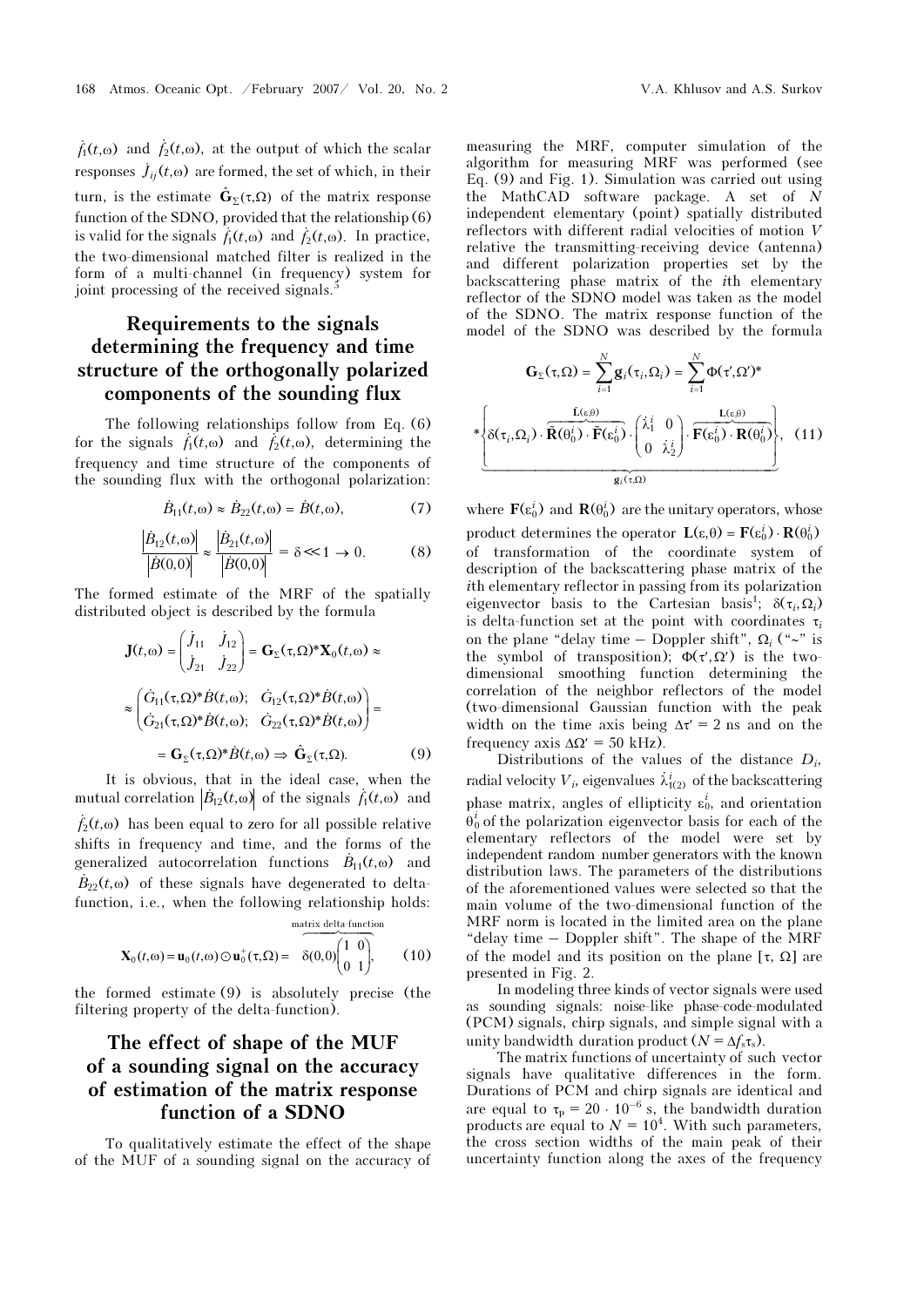$\dot{f}_1(t,\omega)$ and $\dot{f}_2(t,\omega)$, at the output of which the scalar responses $\dot{J}_{ij}(t,\omega)$ are formed, the set of which, in their turn, is the estimate $\hat{\mathbf{G}}_\Sigma(\tau,\Omega)$ of the matrix response function of the SDNO, provided that the relationship (6) is valid for the signals $\dot{f}_1(t,\omega)$ and $\dot{f}_2(t,\omega)$. In practice, the two-dimensional matched filter is realized in the form of a multi-channel (in frequency) system for joint processing of the received signals.[5]

## Requirements to the signals determining the frequency and time structure of the orthogonally polarized components of the sounding flux

The following relationships follow from Eq. (6) for the signals $\dot{f}_1(t,\omega)$ and $\dot{f}_2(t,\omega)$, determining the frequency and time structure of the components of the sounding flux with the orthogonal polarization:

$$\dot{B}_{11}(t,\omega) \approx \dot{B}_{22}(t,\omega) = \dot{B}(t,\omega), \tag{7}$$

$$\frac{\left|\dot{B}_{12}(t,\omega)\right|}{\left|\dot{B}(0,0)\right|} \approx \frac{\left|\dot{B}_{21}(t,\omega)\right|}{\left|\dot{B}(0,0)\right|} = \delta \ll 1 \to 0. \tag{8}$$

The formed estimate of the MRF of the spatially distributed object is described by the formula

$$\mathbf{J}(t,\omega) = \begin{pmatrix} \dot{J}_{11} & \dot{J}_{12} \\ \dot{J}_{21} & \dot{J}_{22} \end{pmatrix} = \mathbf{G}_\Sigma(\tau,\Omega)^*\mathbf{X}_0(t,\omega) \approx$$

$$\approx \begin{pmatrix} \dot{G}_{11}(\tau,\Omega)^*\dot{B}(t,\omega); & \dot{G}_{12}(\tau,\Omega)^*\dot{B}(t,\omega) \\ \dot{G}_{21}(\tau,\Omega)^*\dot{B}(t,\omega); & \dot{G}_{22}(\tau,\Omega)^*\dot{B}(t,\omega) \end{pmatrix} =$$

$$= \mathbf{G}_\Sigma(\tau,\Omega)^*\dot{B}(t,\omega) \Rightarrow \hat{\mathbf{G}}_\Sigma(\tau,\Omega). \tag{9}$$

It is obvious, that in the ideal case, when the mutual correlation $\left|\dot{B}_{12}(t,\omega)\right|$ of the signals $\dot{f}_1(t,\omega)$ and $\dot{f}_2(t,\omega)$ has been equal to zero for all possible relative shifts in frequency and time, and the forms of the generalized autocorrelation functions $\dot{B}_{11}(t,\omega)$ and $\dot{B}_{22}(t,\omega)$ of these signals have degenerated to delta-function, i.e., when the following relationship holds:

$$\mathbf{X}_0(t,\omega) = \mathbf{u}_0(t,\omega) \odot \mathbf{u}_0^+(\tau,\Omega) = \overbrace{\delta(0,0)\begin{pmatrix} 1 & 0 \\ 0 & 1 \end{pmatrix}}^{\text{matrix delta-function}}, \tag{10}$$

the formed estimate (9) is absolutely precise (the filtering property of the delta-function).

## The effect of shape of the MUF of a sounding signal on the accuracy of estimation of the matrix response function of a SDNO

To qualitatively estimate the effect of the shape of the MUF of a sounding signal on the accuracy of measuring the MRF, computer simulation of the algorithm for measuring MRF was performed (see Eq. (9) and Fig. 1). Simulation was carried out using the MathCAD software package. A set of $N$ independent elementary (point) spatially distributed reflectors with different radial velocities of motion $V$ relative the transmitting-receiving device (antenna) and different polarization properties set by the backscattering phase matrix of the $i$th elementary reflector of the SDNO model was taken as the model of the SDNO. The matrix response function of the model of the SDNO was described by the formula

$$\mathbf{G}_\Sigma(\tau,\Omega) = \sum_{i=1}^{N}\mathbf{g}_i(\tau_i,\Omega_i) = \sum_{i=1}^{N}\Phi(\tau',\Omega')^*$$

$$* \underbrace{\left\{ \delta(\tau_i,\Omega_i)\cdot \overbrace{\tilde{\mathbf{R}}(\theta_0^i)\cdot\tilde{\mathbf{F}}(\varepsilon_0^i)}^{\tilde{\mathbf{L}}(\varepsilon,\theta)} \cdot \begin{pmatrix} \dot{\lambda}_1^i & 0 \\ 0 & \dot{\lambda}_2^i \end{pmatrix} \cdot \overbrace{\mathbf{F}(\varepsilon_0^i)\cdot\mathbf{R}(\theta_0^i)}^{\mathbf{L}(\varepsilon,\theta)} \right\}}_{\mathbf{g}_i(\tau,\Omega)}, \tag{11}$$

where $\mathbf{F}(\varepsilon_0^i)$ and $\mathbf{R}(\theta_0^i)$ are the unitary operators, whose product determines the operator $\mathbf{L}(\varepsilon,\theta) = \mathbf{F}(\varepsilon_0^i)\cdot\mathbf{R}(\theta_0^i)$ of transformation of the coordinate system of description of the backscattering phase matrix of the $i$th elementary reflector in passing from its polarization eigenvector basis to the Cartesian basis[4]; $\delta(\tau_i,\Omega_i)$ is delta-function set at the point with coordinates $\tau_i$ on the plane "delay time – Doppler shift", $\Omega_i$ ("~" is the symbol of transposition); $\Phi(\tau',\Omega')$ is the two-dimensional smoothing function determining the correlation of the neighbor reflectors of the model (two-dimensional Gaussian function with the peak width on the time axis being $\Delta\tau' = 2$ ns and on the frequency axis $\Delta\Omega' = 50$ kHz).

Distributions of the values of the distance $D_i$, radial velocity $V_i$, eigenvalues $\dot{\lambda}_{1(2)}^i$ of the backscattering phase matrix, angles of ellipticity $\varepsilon_0^i$, and orientation $\theta_0^i$ of the polarization eigenvector basis for each of the elementary reflectors of the model were set by independent random number generators with the known distribution laws. The parameters of the distributions of the aforementioned values were selected so that the main volume of the two-dimensional function of the MRF norm is located in the limited area on the plane "delay time – Doppler shift". The shape of the MRF of the model and its position on the plane $[\tau, \Omega]$ are presented in Fig. 2.

In modeling three kinds of vector signals were used as sounding signals: noise-like phase-code-modulated (PCM) signals, chirp signals, and simple signal with a unity bandwidth duration product ($N = \Delta f_s\tau_s$).

The matrix functions of uncertainty of such vector signals have qualitative differences in the form. Durations of PCM and chirp signals are identical and are equal to $\tau_p = 20\cdot10^{-6}$ s, the bandwidth duration products are equal to $N = 10^4$. With such parameters, the cross section widths of the main peak of their uncertainty function along the axes of the frequency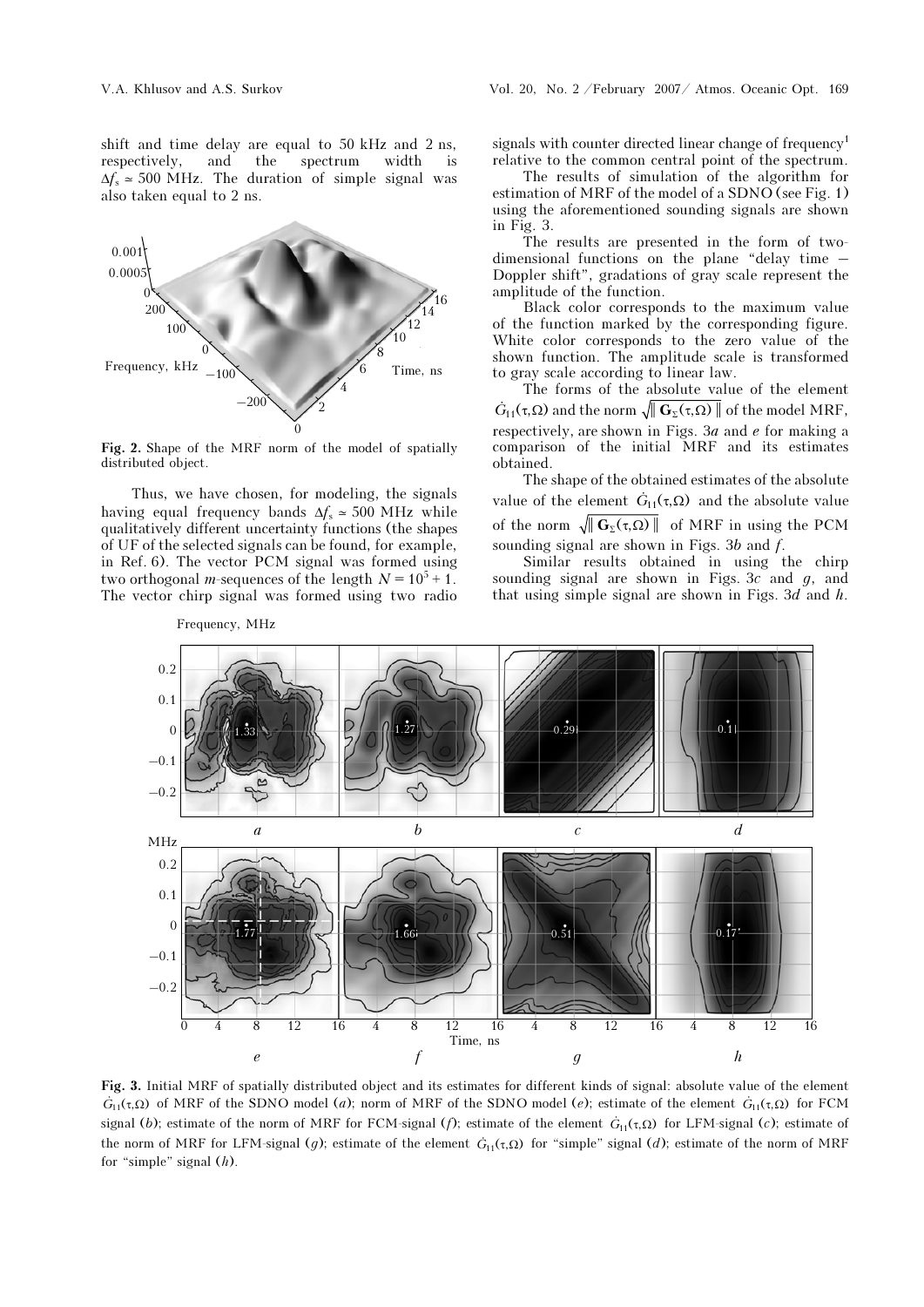shift and time delay are equal to 50 kHz and 2 ns, respectively, and the spectrum width is $\Delta f_s \simeq 500$ MHz. The duration of simple signal was also taken equal to 2 ns.

**Fig. 2.** Shape of the MRF norm of the model of spatially distributed object.

Thus, we have chosen, for modeling, the signals having equal frequency bands $\Delta f_s \simeq 500$ MHz while qualitatively different uncertainty functions (the shapes of UF of the selected signals can be found, for example, in Ref. 6). The vector PCM signal was formed using two orthogonal *m*-sequences of the length $N = 10^5 + 1$. The vector chirp signal was formed using two radio signals with counter directed linear change of frequency[1] relative to the common central point of the spectrum.

The results of simulation of the algorithm for estimation of MRF of the model of a SDNO (see Fig. 1) using the aforementioned sounding signals are shown in Fig. 3.

The results are presented in the form of two-dimensional functions on the plane "delay time – Doppler shift", gradations of gray scale represent the amplitude of the function.

Black color corresponds to the maximum value of the function marked by the corresponding figure. White color corresponds to the zero value of the shown function. The amplitude scale is transformed to gray scale according to linear law.

The forms of the absolute value of the element $\dot{G}_{11}(\tau,\Omega)$ and the norm $\sqrt{\|\mathbf{G}_\Sigma(\tau,\Omega)\|}$ of the model MRF, respectively, are shown in Figs. 3*a* and *e* for making a comparison of the initial MRF and its estimates obtained.

The shape of the obtained estimates of the absolute value of the element $\dot{G}_{11}(\tau,\Omega)$ and the absolute value of the norm $\sqrt{\|\mathbf{G}_\Sigma(\tau,\Omega)\|}$ of MRF in using the PCM sounding signal are shown in Figs. 3*b* and *f*.

Similar results obtained in using the chirp sounding signal are shown in Figs. 3*c* and *g*, and that using simple signal are shown in Figs. 3*d* and *h*.

**Fig. 3.** Initial MRF of spatially distributed object and its estimates for different kinds of signal: absolute value of the element $\dot{G}_{11}(\tau,\Omega)$ of MRF of the SDNO model (*a*); norm of MRF of the SDNO model (*e*); estimate of the element $\dot{G}_{11}(\tau,\Omega)$ for FCM signal (*b*); estimate of the norm of MRF for FCM-signal (*f*); estimate of the element $\dot{G}_{11}(\tau,\Omega)$ for LFM-signal (*c*); estimate of the norm of MRF for LFM-signal (*g*); estimate of the element $\dot{G}_{11}(\tau,\Omega)$ for "simple" signal (*d*); estimate of the norm of MRF for "simple" signal (*h*).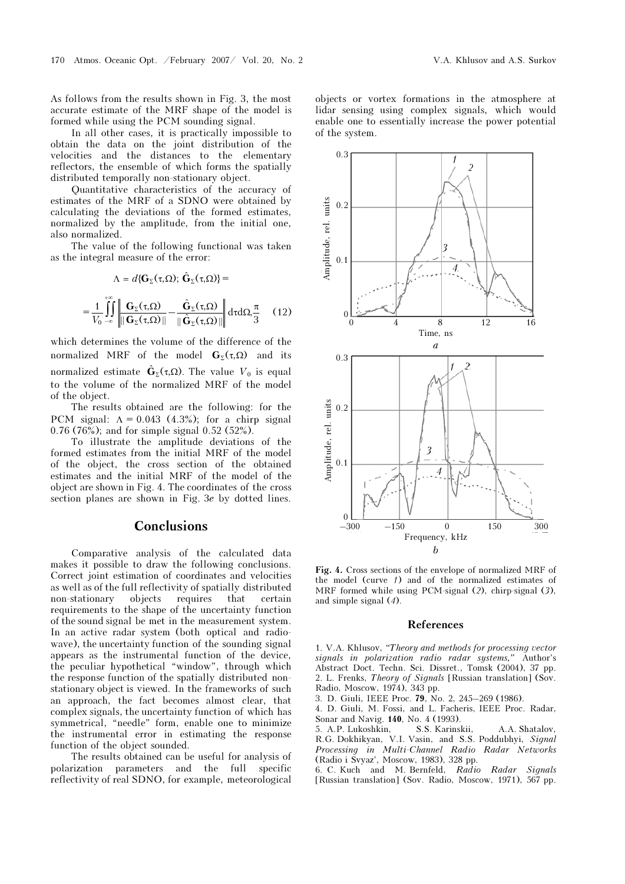As follows from the results shown in Fig. 3, the most accurate estimate of the MRF shape of the model is formed while using the PCM sounding signal.

In all other cases, it is practically impossible to obtain the data on the joint distribution of the velocities and the distances to the elementary reflectors, the ensemble of which forms the spatially distributed temporally non-stationary object.

Quantitative characteristics of the accuracy of estimates of the MRF of a SDNO were obtained by calculating the deviations of the formed estimates, normalized by the amplitude, from the initial one, also normalized.

The value of the following functional was taken as the integral measure of the error:

$$\Lambda = d\{\mathbf{G}_\Sigma(\tau,\Omega);\, \hat{\mathbf{G}}_\Sigma(\tau,\Omega)\} =$$

$$= \frac{1}{V_0}\iint\limits_{-\infty}^{+\infty} \left\| \frac{\mathbf{G}_\Sigma(\tau,\Omega)}{\|\mathbf{G}_\Sigma(\tau,\Omega)\|} - \frac{\hat{\mathbf{G}}_\Sigma(\tau,\Omega)}{\|\hat{\mathbf{G}}_\Sigma(\tau,\Omega)\|} \right\| \mathrm{d}\tau \mathrm{d}\Omega, \frac{\pi}{3} \qquad (12)$$

which determines the volume of the difference of the normalized MRF of the model $\mathbf{G}_\Sigma(\tau,\Omega)$ and its normalized estimate $\hat{\mathbf{G}}_\Sigma(\tau,\Omega)$. The value $V_0$ is equal to the volume of the normalized MRF of the model of the object.

The results obtained are the following: for the PCM signal: $\Lambda = 0.043$ (4.3%); for a chirp signal 0.76 (76%); and for simple signal 0.52 (52%).

To illustrate the amplitude deviations of the formed estimates from the initial MRF of the model of the object, the cross section of the obtained estimates and the initial MRF of the model of the object are shown in Fig. 4. The coordinates of the cross section planes are shown in Fig. 3*e* by dotted lines.

## Conclusions

Comparative analysis of the calculated data makes it possible to draw the following conclusions. Correct joint estimation of coordinates and velocities as well as of the full reflectivity of spatially distributed non-stationary objects requires that certain requirements to the shape of the uncertainty function of the sound signal be met in the measurement system. In an active radar system (both optical and radiowave), the uncertainty function of the sounding signal appears as the instrumental function of the device, the peculiar hypothetical "window", through which the response function of the spatially distributed non-stationary object is viewed. In the frameworks of such an approach, the fact becomes almost clear, that complex signals, the uncertainty function of which has symmetrical, "needle" form, enable one to minimize the instrumental error in estimating the response function of the object sounded.

The results obtained can be useful for analysis of polarization parameters and the full specific reflectivity of real SDNO, for example, meteorological objects or vortex formations in the atmosphere at lidar sensing using complex signals, which would enable one to essentially increase the power potential of the system.

0.3
0.2
0.1
0
Amplitude, rel. units
1
2
3
4
0
4
8
12
16
Time, ns
*a*

0.3
0.2
0.1
0
Amplitude, rel. units
1
2
3
4
−300
−150
0
150
300
Frequency, kHz
*b*

**Fig. 4.** Cross sections of the envelope of normalized MRF of the model (curve *1*) and of the normalized estimates of MRF formed while using PCM-signal (*2*), chirp-signal (*3*), and simple signal (*4*).

### References

1. V.A. Khlusov, *"Theory and methods for processing vector signals in polarization radio radar systems,"* Author's Abstract Doct. Techn. Sci. Dissret., Tomsk (2004), 37 pp.
2. L. Frenks, *Theory of Signals* [Russian translation] (Sov. Radio, Moscow, 1974), 343 pp.
3. D. Giuli, IEEE Proc. **79**, No. 2, 245–269 (1986).
4. D. Giuli, M. Fossi, and L. Facheris, IEEE Proc. Radar, Sonar and Navig. **140**, No. 4 (1993).
5. A.P. Lukoshkin, S.S. Karinskii, A.A. Shatalov, R.G. Dokhikyan, V.I. Vasin, and S.S. Poddubhyi, *Signal Processing in Multi-Channel Radio Radar Networks* (Radio i Svyaz', Moscow, 1983), 328 pp.
6. C. Kuch and M. Bernfeld, *Radio Radar Signals* [Russian translation] (Sov. Radio, Moscow, 1971), 567 pp.